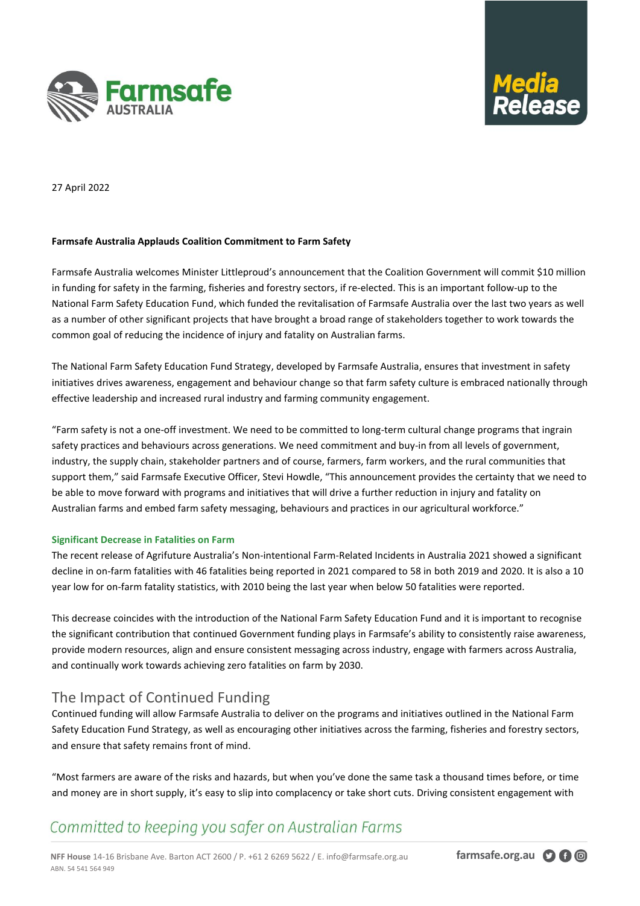27 April 2022

**Farmsafe Australia Applauds Coalition Commitment to Farm Safety**

Farmsafe Australia welcomes Minister Littleproud's announcement that the Coalition Government will commit $10 million in funding for safety in the farming, fisheries and forestry sectors, if re-elected. This is an important follow-up to the National Farm Safety Education Fund, which funded the revitalisation of Farmsafe Australia over the last two years as well as a number of other significant projects that have brought a broad range of stakeholders together to work towards the common goal of reducing the incidence of injury and fatality on Australian farms.

The National Farm Safety Education Fund Strategy, developed by Farmsafe Australia, ensures that investment in safety initiatives drives awareness, engagement and behaviour change so that farm safety culture is embraced nationally through effective leadership and increased rural industry and farming community engagement.

"Farm safety is not a one-off investment. We need to be committed to long-term cultural change programs that ingrain safety practices and behaviours across generations. We need commitment and buy-in from all levels of government, industry, the supply chain, stakeholder partners and of course, farmers, farm workers, and the rural communities that support them," said Farmsafe Executive Officer, Stevi Howdle, "This announcement provides the certainty that we need to be able to move forward with programs and initiatives that will drive a further reduction in injury and fatality on Australian farms and embed farm safety messaging, behaviours and practices in our agricultural workforce."

### Significant Decrease in Fatalities on Farm

The recent release of Agrifuture Australia's Non-intentional Farm-Related Incidents in Australia 2021 showed a significant decline in on-farm fatalities with 46 fatalities being reported in 2021 compared to 58 in both 2019 and 2020. It is also a 10 year low for on-farm fatality statistics, with 2010 being the last year when below 50 fatalities were reported.

This decrease coincides with the introduction of the National Farm Safety Education Fund and it is important to recognise the significant contribution that continued Government funding plays in Farmsafe's ability to consistently raise awareness, provide modern resources, align and ensure consistent messaging across industry, engage with farmers across Australia, and continually work towards achieving zero fatalities on farm by 2030.

## The Impact of Continued Funding

Continued funding will allow Farmsafe Australia to deliver on the programs and initiatives outlined in the National Farm Safety Education Fund Strategy, as well as encouraging other initiatives across the farming, fisheries and forestry sectors, and ensure that safety remains front of mind.

"Most farmers are aware of the risks and hazards, but when you've done the same task a thousand times before, or time and money are in short supply, it's easy to slip into complacency or take short cuts. Driving consistent engagement with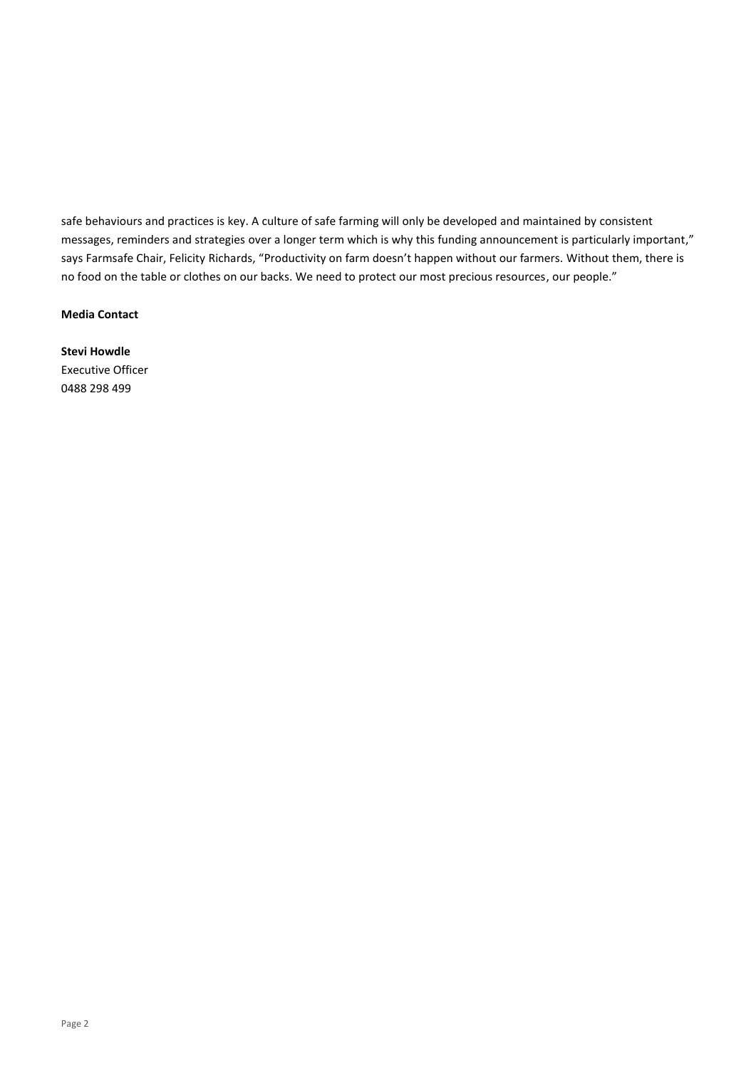safe behaviours and practices is key. A culture of safe farming will only be developed and maintained by consistent messages, reminders and strategies over a longer term which is why this funding announcement is particularly important," says Farmsafe Chair, Felicity Richards, "Productivity on farm doesn't happen without our farmers. Without them, there is no food on the table or clothes on our backs. We need to protect our most precious resources, our people."

**Media Contact**

**Stevi Howdle**
Executive Officer
0488 298 499